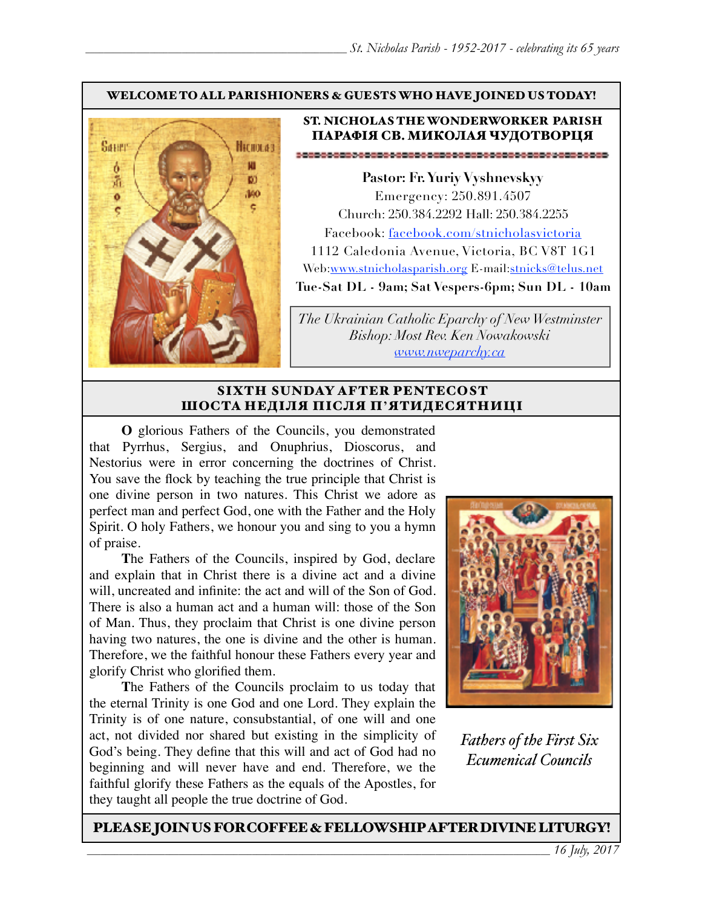**WELCOME TO ALL PARISHIONERS & GUESTS WHO HAVE JOINED US TODAY!**

## ST. NICHOLAS THE WONDERWORKER PARISH
## ПАРАФІЯ СВ. МИКОЛАЯ ЧУДОТВОРЦЯ

**Pastor: Fr. Yuriy Vyshnevskyy**
Emergency: 250.891.4507
Church: 250.384.2292 Hall: 250.384.2255
Facebook: facebook.com/stnicholasvictoria
1112 Caledonia Avenue, Victoria, BC V8T 1G1
Web:www.stnicholasparish.org E-mail:stnicks@telus.net
**Tue-Sat DL - 9am; Sat Vespers-6pm; Sun DL - 10am**

*The Ukrainian Catholic Eparchy of New Westminster*
*Bishop: Most Rev. Ken Nowakowski*
*www.nweparchy.ca*

## SIXTH SUNDAY AFTER PENTECOST
## ШОСТА НЕДІЛЯ ПІСЛЯ П'ЯТИДЕСЯТНИЦІ

**O** glorious Fathers of the Councils, you demonstrated that Pyrrhus, Sergius, and Onuphrius, Dioscorus, and Nestorius were in error concerning the doctrines of Christ. You save the flock by teaching the true principle that Christ is one divine person in two natures. This Christ we adore as perfect man and perfect God, one with the Father and the Holy Spirit. O holy Fathers, we honour you and sing to you a hymn of praise.

**T**he Fathers of the Councils, inspired by God, declare and explain that in Christ there is a divine act and a divine will, uncreated and infinite: the act and will of the Son of God. There is also a human act and a human will: those of the Son of Man. Thus, they proclaim that Christ is one divine person having two natures, the one is divine and the other is human. Therefore, we the faithful honour these Fathers every year and glorify Christ who glorified them.

**T**he Fathers of the Councils proclaim to us today that the eternal Trinity is one God and one Lord. They explain the Trinity is of one nature, consubstantial, of one will and one act, not divided nor shared but existing in the simplicity of God's being. They define that this will and act of God had no beginning and will never have and end. Therefore, we the faithful glorify these Fathers as the equals of the Apostles, for they taught all people the true doctrine of God.

*Fathers of the First Six Ecumenical Councils*

**PLEASE JOIN US FOR COFFEE & FELLOWSHIP AFTER DIVINE LITURGY!**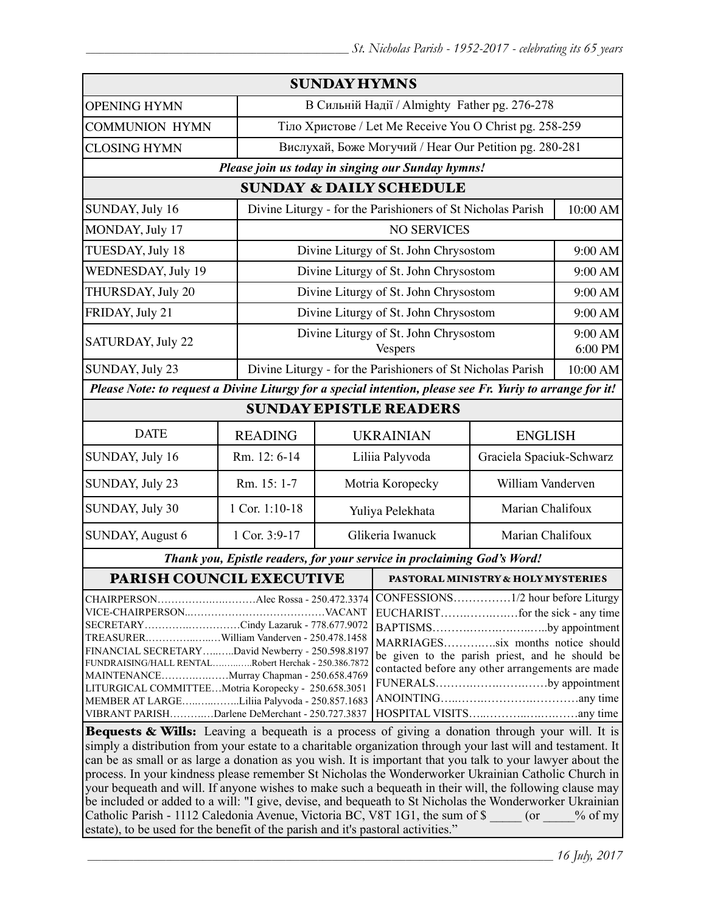## SUNDAY HYMNS

| | |
|---|---|
| OPENING HYMN | В Сильній Надії / Almighty Father pg. 276-278 |
| COMMUNION HYMN | Тіло Христове / Let Me Receive You O Christ pg. 258-259 |
| CLOSING HYMN | Вислухай, Боже Могучий / Hear Our Petition pg. 280-281 |

***Please join us today in singing our Sunday hymns!***

## SUNDAY & DAILY SCHEDULE

| | | |
|---|---|---|
| SUNDAY, July 16 | Divine Liturgy - for the Parishioners of St Nicholas Parish | 10:00 AM |
| MONDAY, July 17 | NO SERVICES | |
| TUESDAY, July 18 | Divine Liturgy of St. John Chrysostom | 9:00 AM |
| WEDNESDAY, July 19 | Divine Liturgy of St. John Chrysostom | 9:00 AM |
| THURSDAY, July 20 | Divine Liturgy of St. John Chrysostom | 9:00 AM |
| FRIDAY, July 21 | Divine Liturgy of St. John Chrysostom | 9:00 AM |
| SATURDAY, July 22 | Divine Liturgy of St. John Chrysostom<br>Vespers | 9:00 AM<br>6:00 PM |
| SUNDAY, July 23 | Divine Liturgy - for the Parishioners of St Nicholas Parish | 10:00 AM |

***Please Note: to request a Divine Liturgy for a special intention, please see Fr. Yuriy to arrange for it!***

## SUNDAY EPISTLE READERS

| DATE | READING | UKRAINIAN | ENGLISH |
|---|---|---|---|
| SUNDAY, July 16 | Rm. 12: 6-14 | Liliia Palyvoda | Graciela Spaciuk-Schwarz |
| SUNDAY, July 23 | Rm. 15: 1-7 | Motria Koropecky | William Vanderven |
| SUNDAY, July 30 | 1 Cor. 1:10-18 | Yuliya Pelekhata | Marian Chalifoux |
| SUNDAY, August 6 | 1 Cor. 3:9-17 | Glikeria Iwanuck | Marian Chalifoux |

***Thank you, Epistle readers, for your service in proclaiming God's Word!***

## PARISH COUNCIL EXECUTIVE

- CHAIRPERSON……………………Alec Rossa - 250.472.3374
- VICE-CHAIRPERSON……………………VACANT
- SECRETARY……………………Cindy Lazaruk - 778.677.9072
- TREASURER……………………William Vanderven - 250.478.1458
- FINANCIAL SECRETARY……David Newberry - 250.598.8197
- FUNDRAISING/HALL RENTAL……Robert Herchak - 250.386.7872
- MAINTENANCE……………Murray Chapman - 250.658.4769
- LITURGICAL COMMITTEE…Motria Koropecky - 250.658.3051
- MEMBER AT LARGE……………Liliia Palyvoda - 250.857.1683
- VIBRANT PARISH……………Darlene DeMerchant - 250.727.3837

## PASTORAL MINISTRY & HOLY MYSTERIES

- CONFESSIONS……………1/2 hour before Liturgy
- EUCHARIST……………for the sick - any time
- BAPTISMS……………………by appointment
- MARRIAGES……………six months notice should be given to the parish priest, and he should be contacted before any other arrangements are made
- FUNERALS……………………by appointment
- ANOINTING……………………any time
- HOSPITAL VISITS……………………any time

**Bequests & Wills:** Leaving a bequeath is a process of giving a donation through your will. It is simply a distribution from your estate to a charitable organization through your last will and testament. It can be as small or as large a donation as you wish. It is important that you talk to your lawyer about the process. In your kindness please remember St Nicholas the Wonderworker Ukrainian Catholic Church in your bequeath and will. If anyone wishes to make such a bequeath in their will, the following clause may be included or added to a will: "I give, devise, and bequeath to St Nicholas the Wonderworker Ukrainian Catholic Parish - 1112 Caledonia Avenue, Victoria BC, V8T 1G1, the sum of $ _____ (or _____% of my estate), to be used for the benefit of the parish and it's pastoral activities."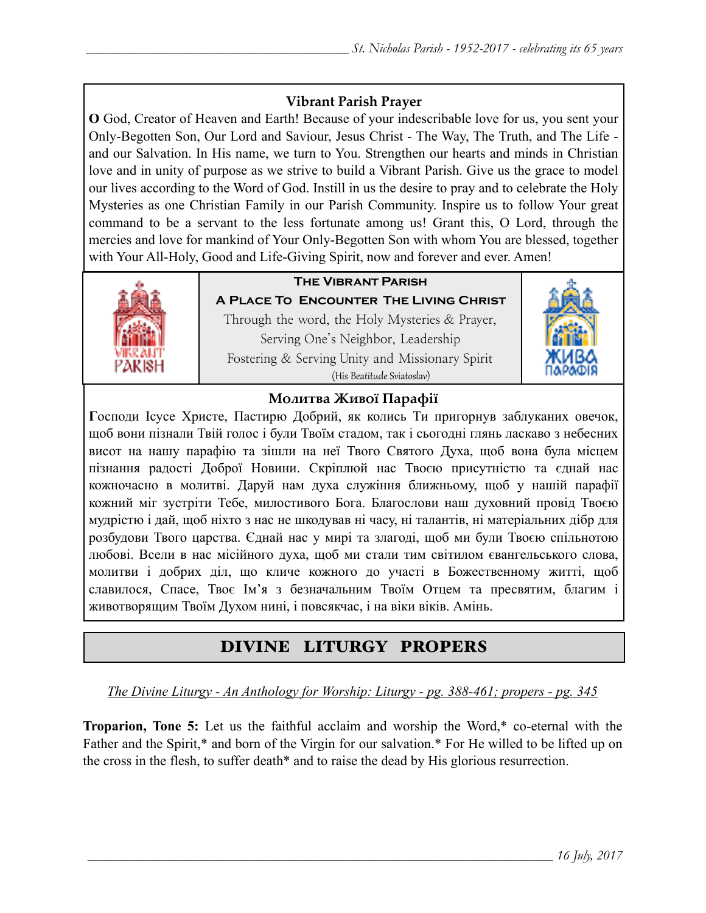### Vibrant Parish Prayer

**O** God, Creator of Heaven and Earth! Because of your indescribable love for us, you sent your Only-Begotten Son, Our Lord and Saviour, Jesus Christ - The Way, The Truth, and The Life - and our Salvation. In His name, we turn to You. Strengthen our hearts and minds in Christian love and in unity of purpose as we strive to build a Vibrant Parish. Give us the grace to model our lives according to the Word of God. Instill in us the desire to pray and to celebrate the Holy Mysteries as one Christian Family in our Parish Community. Inspire us to follow Your great command to be a servant to the less fortunate among us! Grant this, O Lord, through the mercies and love for mankind of Your Only-Begotten Son with whom You are blessed, together with Your All-Holy, Good and Life-Giving Spirit, now and forever and ever. Amen!

**The Vibrant Parish**

**A Place To Encounter The Living Christ**

Through the word, the Holy Mysteries & Prayer,
Serving One's Neighbor, Leadership
Fostering & Serving Unity and Missionary Spirit
(His Beatitude Sviatoslav)

### Молитва Живої Парафії

**Г**осподи Ісусе Христе, Пастирю Добрий, як колись Ти пригорнув заблуканих овечок, щоб вони пізнали Твій голос і були Твоїм стадом, так і сьогодні глянь ласкаво з небесних висот на нашу парафію та зішли на неї Твого Святого Духа, щоб вона була місцем пізнання радості Доброї Новини. Скріплюй нас Твоєю присутністю та єднай нас кожночасно в молитві. Даруй нам духа служіння ближньому, щоб у нашій парафії кожний міг зустріти Тебе, милостивого Бога. Благослови наш духовний провід Твоєю мудрістю і дай, щоб ніхто з нас не шкодував ні часу, ні талантів, ні матеріальних дібр для розбудови Твого царства. Єднай нас у мирі та злагоді, щоб ми були Твоєю спільнотою любові. Всели в нас місійного духа, щоб ми стали тим світилом євангельського слова, молитви і добрих діл, що кличе кожного до участі в Божественному житті, щоб славилося, Спасе, Твоє Ім'я з безначальним Твоїм Отцем та пресвятим, благим і животворящим Твоїм Духом нині, і повсякчас, і на віки віків. Амінь.

## DIVINE LITURGY PROPERS

*The Divine Liturgy - An Anthology for Worship: Liturgy - pg. 388-461; propers - pg. 345*

**Troparion, Tone 5:** Let us the faithful acclaim and worship the Word,* co-eternal with the Father and the Spirit,* and born of the Virgin for our salvation.* For He willed to be lifted up on the cross in the flesh, to suffer death* and to raise the dead by His glorious resurrection.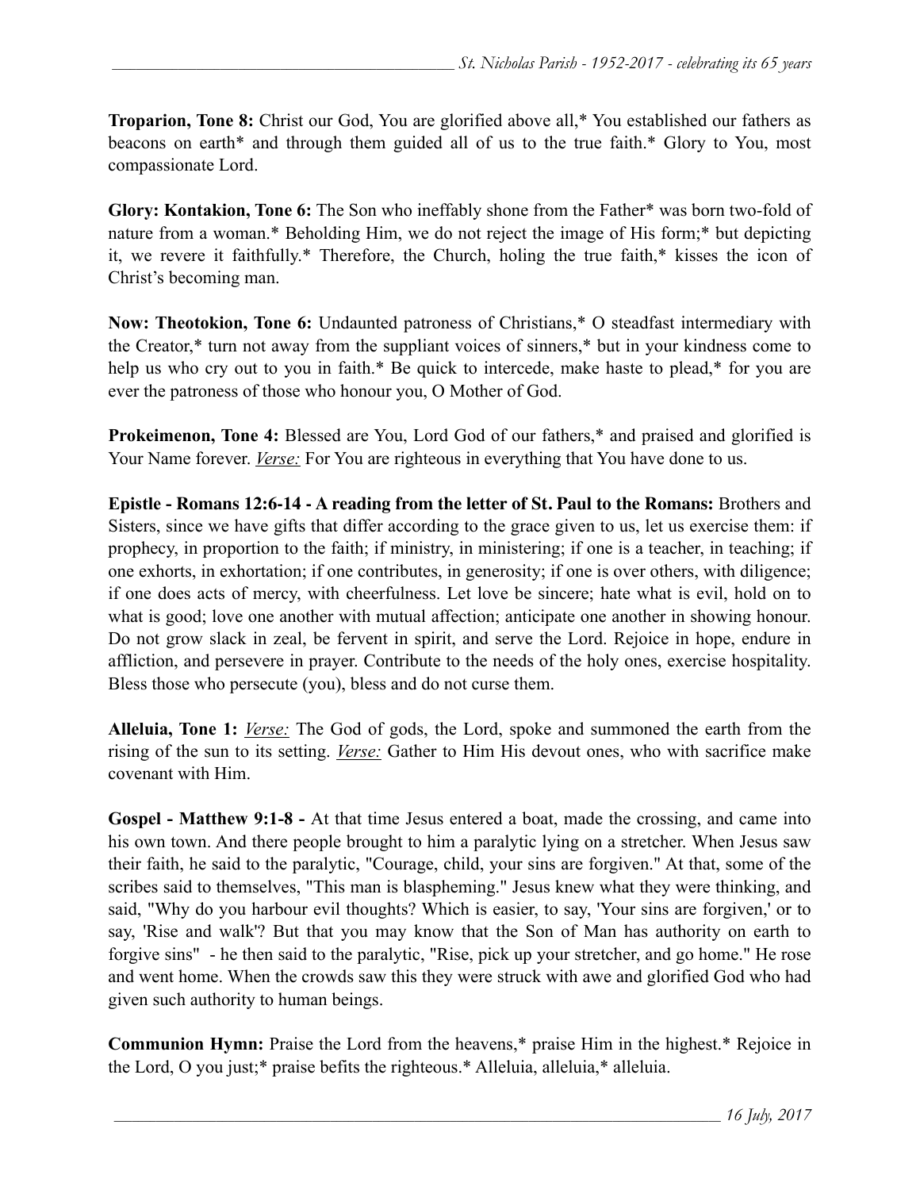**Troparion, Tone 8:** Christ our God, You are glorified above all,* You established our fathers as beacons on earth* and through them guided all of us to the true faith.* Glory to You, most compassionate Lord.

**Glory: Kontakion, Tone 6:** The Son who ineffably shone from the Father* was born two-fold of nature from a woman.* Beholding Him, we do not reject the image of His form;* but depicting it, we revere it faithfully.* Therefore, the Church, holing the true faith,* kisses the icon of Christ's becoming man.

**Now: Theotokion, Tone 6:** Undaunted patroness of Christians,* O steadfast intermediary with the Creator,* turn not away from the suppliant voices of sinners,* but in your kindness come to help us who cry out to you in faith.* Be quick to intercede, make haste to plead,* for you are ever the patroness of those who honour you, O Mother of God.

**Prokeimenon, Tone 4:** Blessed are You, Lord God of our fathers,* and praised and glorified is Your Name forever. *Verse:* For You are righteous in everything that You have done to us.

**Epistle - Romans 12:6-14 - A reading from the letter of St. Paul to the Romans:** Brothers and Sisters, since we have gifts that differ according to the grace given to us, let us exercise them: if prophecy, in proportion to the faith; if ministry, in ministering; if one is a teacher, in teaching; if one exhorts, in exhortation; if one contributes, in generosity; if one is over others, with diligence; if one does acts of mercy, with cheerfulness. Let love be sincere; hate what is evil, hold on to what is good; love one another with mutual affection; anticipate one another in showing honour. Do not grow slack in zeal, be fervent in spirit, and serve the Lord. Rejoice in hope, endure in affliction, and persevere in prayer. Contribute to the needs of the holy ones, exercise hospitality. Bless those who persecute (you), bless and do not curse them.

**Alleluia, Tone 1:** *Verse:* The God of gods, the Lord, spoke and summoned the earth from the rising of the sun to its setting. *Verse:* Gather to Him His devout ones, who with sacrifice make covenant with Him.

**Gospel - Matthew 9:1-8 -** At that time Jesus entered a boat, made the crossing, and came into his own town. And there people brought to him a paralytic lying on a stretcher. When Jesus saw their faith, he said to the paralytic, "Courage, child, your sins are forgiven." At that, some of the scribes said to themselves, "This man is blaspheming." Jesus knew what they were thinking, and said, "Why do you harbour evil thoughts? Which is easier, to say, 'Your sins are forgiven,' or to say, 'Rise and walk'? But that you may know that the Son of Man has authority on earth to forgive sins" - he then said to the paralytic, "Rise, pick up your stretcher, and go home." He rose and went home. When the crowds saw this they were struck with awe and glorified God who had given such authority to human beings.

**Communion Hymn:** Praise the Lord from the heavens,* praise Him in the highest.* Rejoice in the Lord, O you just;* praise befits the righteous.* Alleluia, alleluia,* alleluia.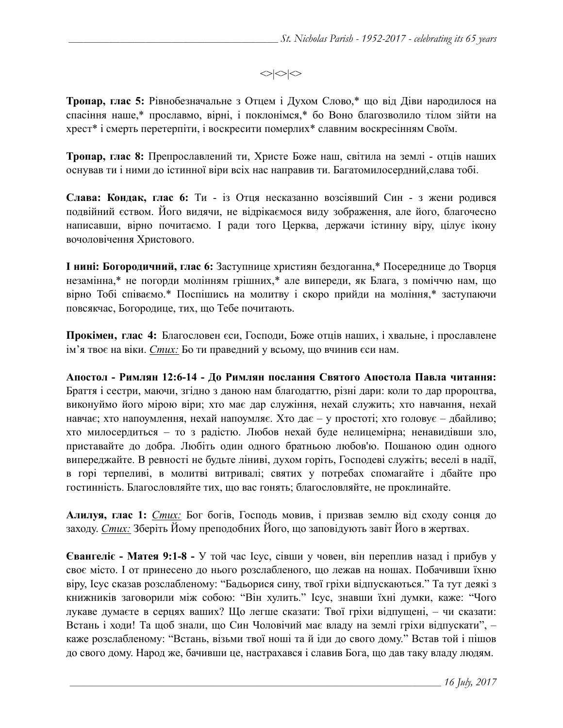<>|<>|<>

**Тропар, глас 5:** Рівнобезначальне з Отцем і Духом Слово,* що від Діви народилося на спасіння наше,* прославмо, вірні, і поклонімся,* бо Воно благозволило тілом зійти на хрест* і смерть перетерпіти, і воскресити померлих* славним воскресінням Своїм.

**Тропар, глас 8:** Препрославлений ти, Христе Боже наш, світила на землі - отців наших оснував ти і ними до істинної віри всіх нас направив ти. Багатомилосердний,слава тобі.

**Слава: Кондак, глас 6:** Ти - із Отця несказанно возсіявший Син - з жени родився подвійний єством. Його видячи, не відрікаємося виду зображення, але його, благочесно написавши, вірно почитаємо. І ради того Церква, держачи істинну віру, цілує ікону вочоловічення Христового.

**І нині: Богородичний, глас 6:** Заступнице християн бездоганна,* Посереднице до Творця незамінна,* не погорди молінням грішних,* але випереди, як Блага, з поміччю нам, що вірно Тобі співаємо.* Поспішись на молитву і скоро прийди на моління,* заступаючи повсякчас, Богородице, тих, що Тебе почитають.

**Прокімен, глас 4:** Благословен єси, Господи, Боже отців наших, і хвальне, і прославлене ім'я твоє на віки. _Стих:_ Бо ти праведний у всьому, що вчинив єси нам.

**Апостол - Римлян 12:6-14 - До Римлян послання Святого Апостола Павла читання:** Браття і сестри, маючи, згідно з даною нам благодаттю, різні дари: коли то дар пророцтва, виконуймо його мірою віри; хто має дар служіння, нехай служить; хто навчання, нехай навчає; хто напоумлення, нехай напоумляє. Хто дає – у простоті; хто головує – дбайливо; хто милосердиться – то з радістю. Любов нехай буде нелицемірна; ненавидівши зло, приставайте до добра. Любіть один одного братньою любов'ю. Пошаною один одного випереджайте. В ревності не будьте ліниві, духом горіть, Господеві служіть; веселі в надії, в горі терпеливі, в молитві витривалі; святих у потребах спомагайте і дбайте про гостинність. Благословляйте тих, що вас гонять; благословляйте, не проклинайте.

**Алилуя, глас 1:** _Стих:_ Бог богів, Господь мовив, і призвав землю від сходу сонця до заходу. _Стих:_ Зберіть Йому преподобних Його, що заповідують завіт Його в жертвах.

**Євангеліє - Матея 9:1-8 -** У той час Ісус, сівши у човен, він переплив назад і прибув у своє місто. І от принесено до нього розслабленого, що лежав на ношах. Побачивши їхню віру, Ісус сказав розслабленому: "Бадьорися сину, твої гріхи відпускаються." Та тут деякі з книжників заговорили між собою: "Він хулить." Ісус, знавши їхні думки, каже: "Чого лукаве думаєте в серцях ваших? Що легше сказати: Твої гріхи відпущені, – чи сказати: Встань і ходи! Та щоб знали, що Син Чоловічий має владу на землі гріхи відпускати", – каже розслабленому: "Встань, візьми твої ноші та й іди до свого дому." Встав той і пішов до свого дому. Народ же, бачивши це, настрахався і славив Бога, що дав таку владу людям.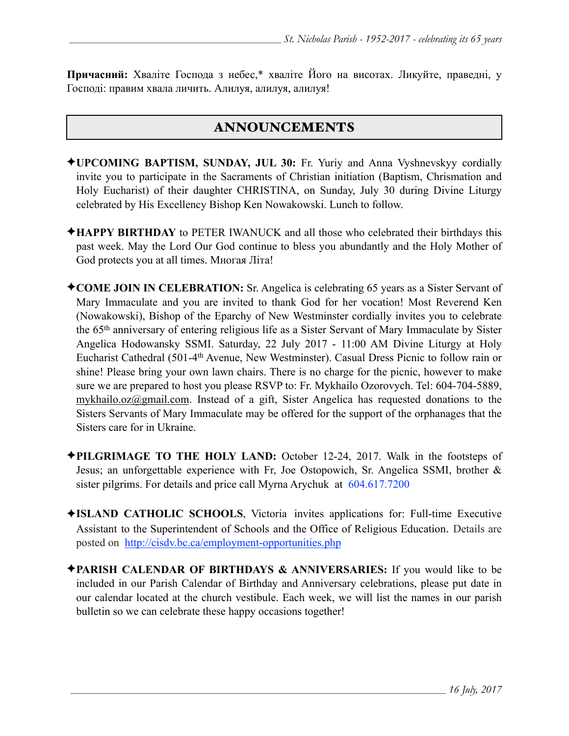**Причасний:** Хваліте Господа з небес,* хваліте Його на висотах. Ликуйте, праведні, у Господі: правим хвала личить. Алилуя, алилуя, алилуя!

## ANNOUNCEMENTS

✦**UPCOMING BAPTISM, SUNDAY, JUL 30:** Fr. Yuriy and Anna Vyshnevskyy cordially invite you to participate in the Sacraments of Christian initiation (Baptism, Chrismation and Holy Eucharist) of their daughter CHRISTINA, on Sunday, July 30 during Divine Liturgy celebrated by His Excellency Bishop Ken Nowakowski. Lunch to follow.

✦**HAPPY BIRTHDAY** to PETER IWANUCK and all those who celebrated their birthdays this past week. May the Lord Our God continue to bless you abundantly and the Holy Mother of God protects you at all times. Многая Літа!

✦**COME JOIN IN CELEBRATION:** Sr. Angelica is celebrating 65 years as a Sister Servant of Mary Immaculate and you are invited to thank God for her vocation! Most Reverend Ken (Nowakowski), Bishop of the Eparchy of New Westminster cordially invites you to celebrate the 65th anniversary of entering religious life as a Sister Servant of Mary Immaculate by Sister Angelica Hodowansky SSMI. Saturday, 22 July 2017 - 11:00 AM Divine Liturgy at Holy Eucharist Cathedral (501-4th Avenue, New Westminster). Casual Dress Picnic to follow rain or shine! Please bring your own lawn chairs. There is no charge for the picnic, however to make sure we are prepared to host you please RSVP to: Fr. Mykhailo Ozorovych. Tel: 604-704-5889, mykhailo.oz@gmail.com. Instead of a gift, Sister Angelica has requested donations to the Sisters Servants of Mary Immaculate may be offered for the support of the orphanages that the Sisters care for in Ukraine.

✦**PILGRIMAGE TO THE HOLY LAND:** October 12-24, 2017. Walk in the footsteps of Jesus; an unforgettable experience with Fr, Joe Ostopowich, Sr. Angelica SSMI, brother & sister pilgrims. For details and price call Myrna Arychuk at 604.617.7200

✦**ISLAND CATHOLIC SCHOOLS**, Victoria invites applications for: Full-time Executive Assistant to the Superintendent of Schools and the Office of Religious Education. Details are posted on http://cisdv.bc.ca/employment-opportunities.php

✦**PARISH CALENDAR OF BIRTHDAYS & ANNIVERSARIES:** If you would like to be included in our Parish Calendar of Birthday and Anniversary celebrations, please put date in our calendar located at the church vestibule. Each week, we will list the names in our parish bulletin so we can celebrate these happy occasions together!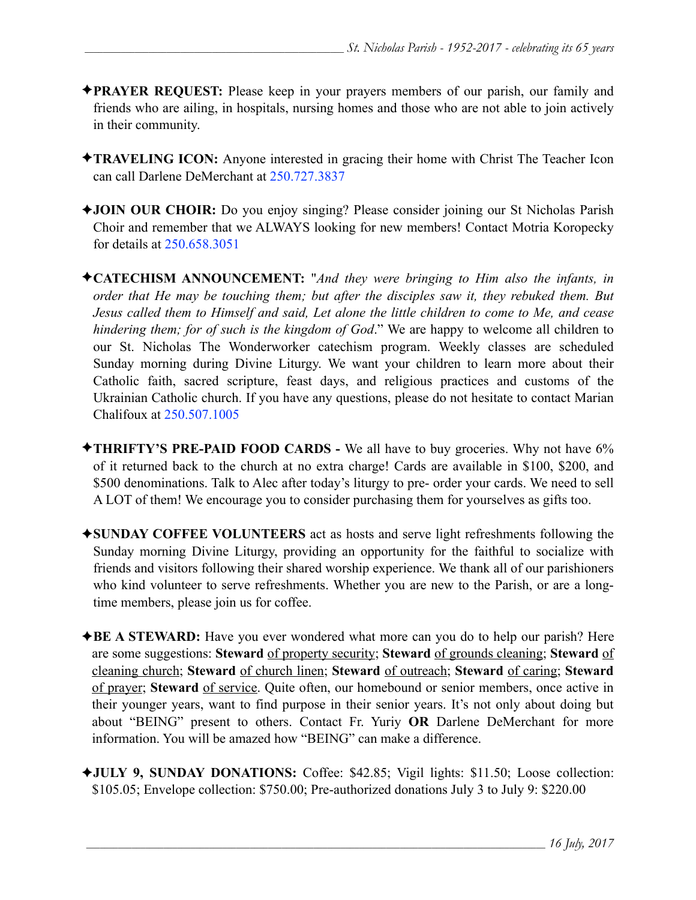✦**PRAYER REQUEST:** Please keep in your prayers members of our parish, our family and friends who are ailing, in hospitals, nursing homes and those who are not able to join actively in their community.

✦**TRAVELING ICON:** Anyone interested in gracing their home with Christ The Teacher Icon can call Darlene DeMerchant at 250.727.3837

✦**JOIN OUR CHOIR:** Do you enjoy singing? Please consider joining our St Nicholas Parish Choir and remember that we ALWAYS looking for new members! Contact Motria Koropecky for details at 250.658.3051

✦**CATECHISM ANNOUNCEMENT:** "*And they were bringing to Him also the infants, in order that He may be touching them; but after the disciples saw it, they rebuked them. But Jesus called them to Himself and said, Let alone the little children to come to Me, and cease hindering them; for of such is the kingdom of God*." We are happy to welcome all children to our St. Nicholas The Wonderworker catechism program. Weekly classes are scheduled Sunday morning during Divine Liturgy. We want your children to learn more about their Catholic faith, sacred scripture, feast days, and religious practices and customs of the Ukrainian Catholic church. If you have any questions, please do not hesitate to contact Marian Chalifoux at 250.507.1005

✦**THRIFTY'S PRE-PAID FOOD CARDS -** We all have to buy groceries. Why not have 6% of it returned back to the church at no extra charge! Cards are available in $100, $200, and $500 denominations. Talk to Alec after today's liturgy to pre- order your cards. We need to sell A LOT of them! We encourage you to consider purchasing them for yourselves as gifts too.

✦**SUNDAY COFFEE VOLUNTEERS** act as hosts and serve light refreshments following the Sunday morning Divine Liturgy, providing an opportunity for the faithful to socialize with friends and visitors following their shared worship experience. We thank all of our parishioners who kind volunteer to serve refreshments. Whether you are new to the Parish, or are a long-time members, please join us for coffee.

✦**BE A STEWARD:** Have you ever wondered what more can you do to help our parish? Here are some suggestions: **Steward** <u>of property security</u>; **Steward** <u>of grounds cleaning</u>; **Steward** <u>of cleaning church</u>; **Steward** <u>of church linen</u>; **Steward** <u>of outreach</u>; **Steward** <u>of caring</u>; **Steward** <u>of prayer</u>; **Steward** <u>of service</u>. Quite often, our homebound or senior members, once active in their younger years, want to find purpose in their senior years. It's not only about doing but about "BEING" present to others. Contact Fr. Yuriy **OR** Darlene DeMerchant for more information. You will be amazed how "BEING" can make a difference.

✦**JULY 9, SUNDAY DONATIONS:** Coffee: $42.85; Vigil lights: $11.50; Loose collection: $105.05; Envelope collection: $750.00; Pre-authorized donations July 3 to July 9: $220.00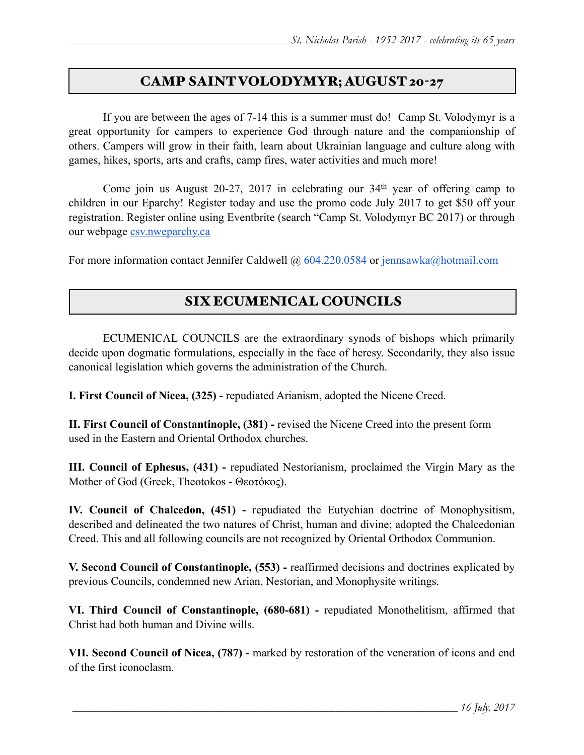## CAMP SAINT VOLODYMYR; AUGUST 20-27

If you are between the ages of 7-14 this is a summer must do! Camp St. Volodymyr is a great opportunity for campers to experience God through nature and the companionship of others. Campers will grow in their faith, learn about Ukrainian language and culture along with games, hikes, sports, arts and crafts, camp fires, water activities and much more!

Come join us August 20-27, 2017 in celebrating our 34th year of offering camp to children in our Eparchy! Register today and use the promo code July 2017 to get $50 off your registration. Register online using Eventbrite (search "Camp St. Volodymyr BC 2017) or through our webpage csv.nweparchy.ca

For more information contact Jennifer Caldwell @ 604.220.0584 or jennsawka@hotmail.com

## SIX ECUMENICAL COUNCILS

ECUMENICAL COUNCILS are the extraordinary synods of bishops which primarily decide upon dogmatic formulations, especially in the face of heresy. Secondarily, they also issue canonical legislation which governs the administration of the Church.

**I. First Council of Nicea, (325) -** repudiated Arianism, adopted the Nicene Creed.

**II. First Council of Constantinople, (381) -** revised the Nicene Creed into the present form used in the Eastern and Oriental Orthodox churches.

**III. Council of Ephesus, (431) -** repudiated Nestorianism, proclaimed the Virgin Mary as the Mother of God (Greek, Theotokos - Θεοτόκος).

**IV. Council of Chalcedon, (451) -** repudiated the Eutychian doctrine of Monophysitism, described and delineated the two natures of Christ, human and divine; adopted the Chalcedonian Creed. This and all following councils are not recognized by Oriental Orthodox Communion.

**V. Second Council of Constantinople, (553) -** reaffirmed decisions and doctrines explicated by previous Councils, condemned new Arian, Nestorian, and Monophysite writings.

**VI. Third Council of Constantinople, (680-681) -** repudiated Monothelitism, affirmed that Christ had both human and Divine wills.

**VII. Second Council of Nicea, (787) -** marked by restoration of the veneration of icons and end of the first iconoclasm.